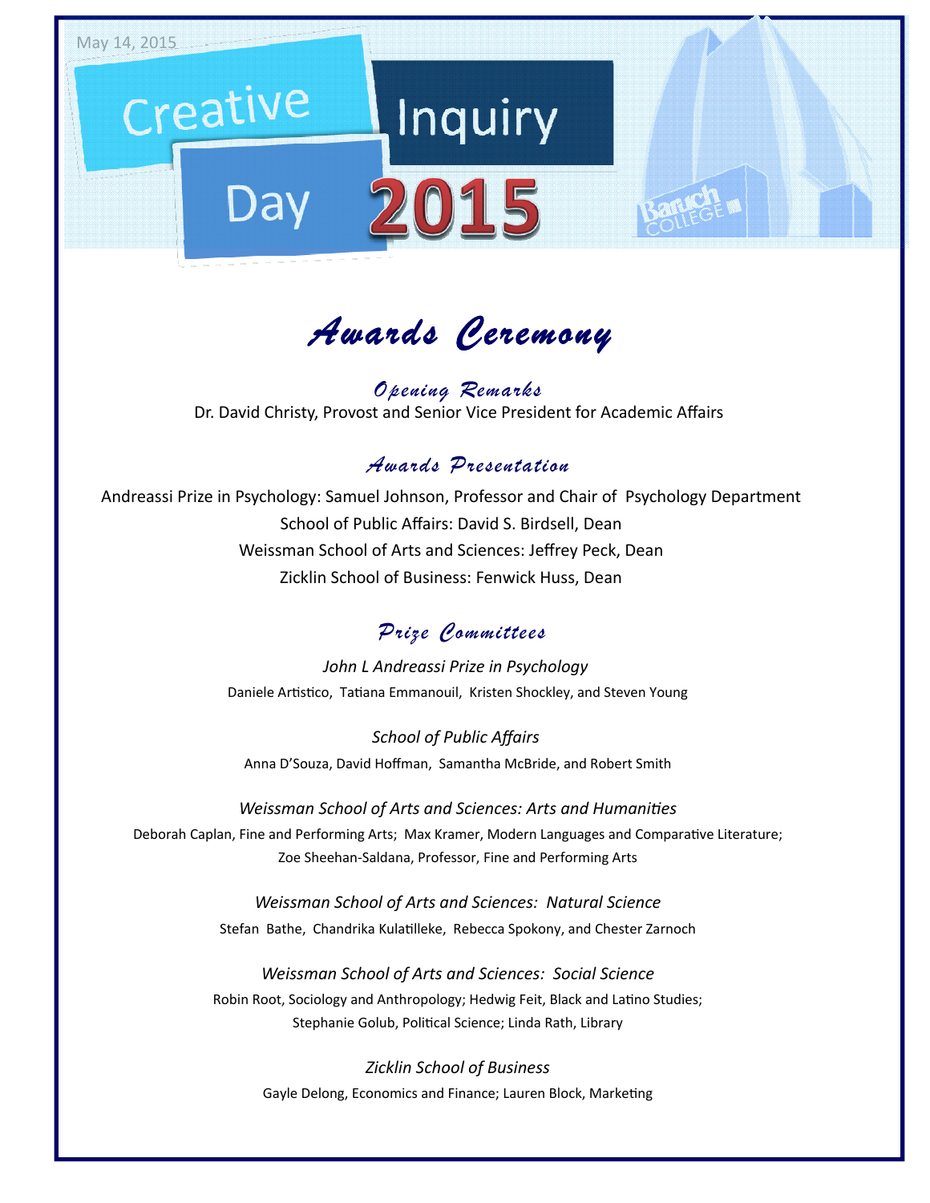May 14, 2015

# Creative Inquiry Day 2015

## *Awards Ceremony*

### *Opening Remarks*

Dr. David Christy, Provost and Senior Vice President for Academic Affairs

### *Awards Presentation*

Andreassi Prize in Psychology: Samuel Johnson, Professor and Chair of Psychology Department

School of Public Affairs: David S. Birdsell, Dean

Weissman School of Arts and Sciences: Jeffrey Peck, Dean

Zicklin School of Business: Fenwick Huss, Dean

### *Prize Committees*

*John L Andreassi Prize in Psychology*

Daniele Artistico, Tatiana Emmanouil, Kristen Shockley, and Steven Young

*School of Public Affairs*

Anna D'Souza, David Hoffman, Samantha McBride, and Robert Smith

*Weissman School of Arts and Sciences: Arts and Humanities*

Deborah Caplan, Fine and Performing Arts; Max Kramer, Modern Languages and Comparative Literature; Zoe Sheehan-Saldana, Professor, Fine and Performing Arts

*Weissman School of Arts and Sciences: Natural Science*

Stefan Bathe, Chandrika Kulatilleke, Rebecca Spokony, and Chester Zarnoch

*Weissman School of Arts and Sciences: Social Science*

Robin Root, Sociology and Anthropology; Hedwig Feit, Black and Latino Studies; Stephanie Golub, Political Science; Linda Rath, Library

*Zicklin School of Business*

Gayle Delong, Economics and Finance; Lauren Block, Marketing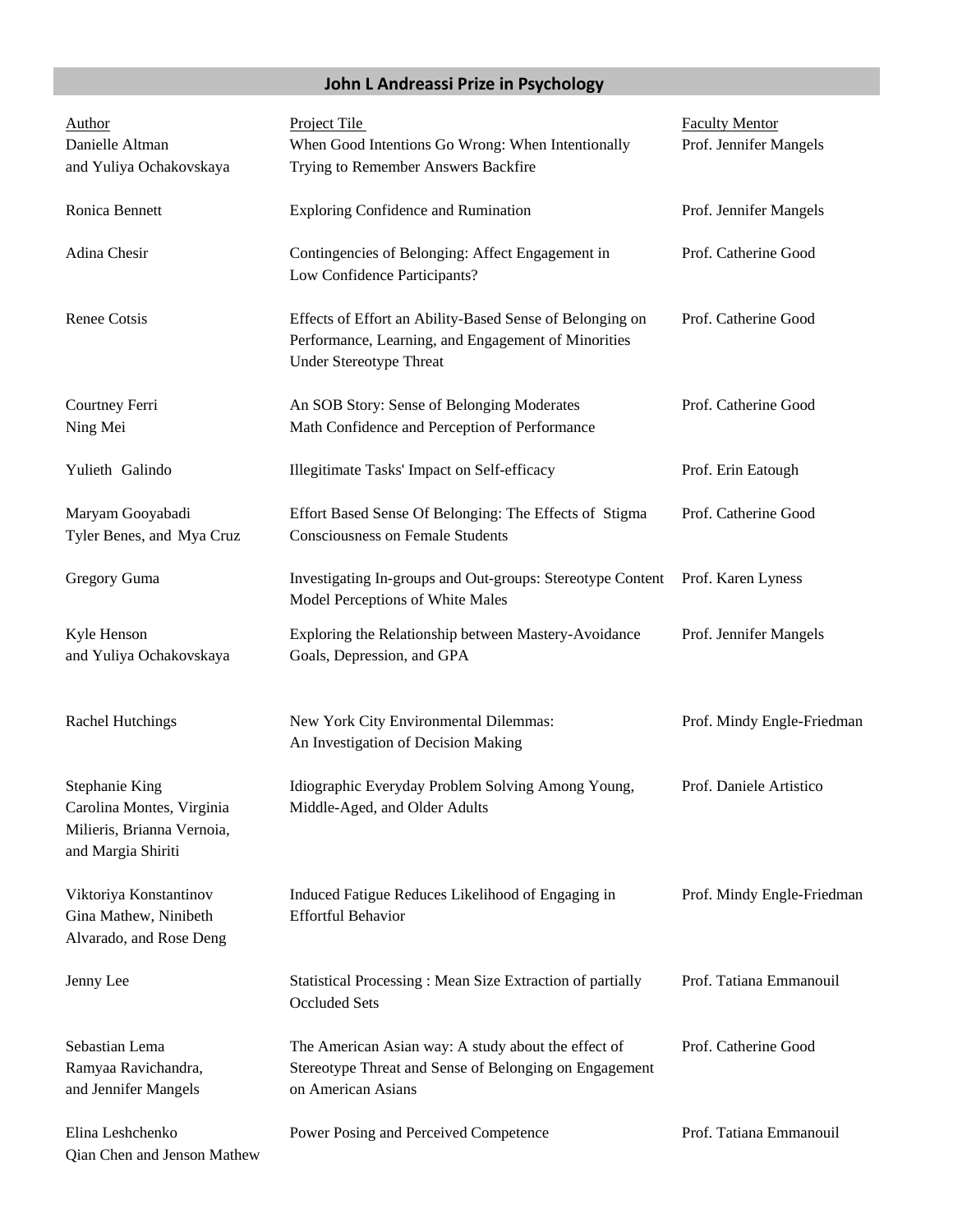## John L Andreassi Prize in Psychology

| Author | Project Tile | Faculty Mentor |
|---|---|---|
| Danielle Altman and Yuliya Ochakovskaya | When Good Intentions Go Wrong: When Intentionally Trying to Remember Answers Backfire | Prof. Jennifer Mangels |
| Ronica Bennett | Exploring Confidence and Rumination | Prof. Jennifer Mangels |
| Adina Chesir | Contingencies of Belonging: Affect Engagement in Low Confidence Participants? | Prof. Catherine Good |
| Renee Cotsis | Effects of Effort an Ability-Based Sense of Belonging on Performance, Learning, and Engagement of Minorities Under Stereotype Threat | Prof. Catherine Good |
| Courtney Ferri Ning Mei | An SOB Story: Sense of Belonging Moderates Math Confidence and Perception of Performance | Prof. Catherine Good |
| Yulieth Galindo | Illegitimate Tasks' Impact on Self-efficacy | Prof. Erin Eatough |
| Maryam Gooyabadi Tyler Benes, and Mya Cruz | Effort Based Sense Of Belonging: The Effects of Stigma Consciousness on Female Students | Prof. Catherine Good |
| Gregory Guma | Investigating In-groups and Out-groups: Stereotype Content Model Perceptions of White Males | Prof. Karen Lyness |
| Kyle Henson and Yuliya Ochakovskaya | Exploring the Relationship between Mastery-Avoidance Goals, Depression, and GPA | Prof. Jennifer Mangels |
| Rachel Hutchings | New York City Environmental Dilemmas: An Investigation of Decision Making | Prof. Mindy Engle-Friedman |
| Stephanie King Carolina Montes, Virginia Milieris, Brianna Vernoia, and Margia Shiriti | Idiographic Everyday Problem Solving Among Young, Middle-Aged, and Older Adults | Prof. Daniele Artistico |
| Viktoriya Konstantinov Gina Mathew, Ninibeth Alvarado, and Rose Deng | Induced Fatigue Reduces Likelihood of Engaging in Effortful Behavior | Prof. Mindy Engle-Friedman |
| Jenny Lee | Statistical Processing : Mean Size Extraction of partially Occluded Sets | Prof. Tatiana Emmanouil |
| Sebastian Lema Ramyaa Ravichandra, and Jennifer Mangels | The American Asian way: A study about the effect of Stereotype Threat and Sense of Belonging on Engagement on American Asians | Prof. Catherine Good |
| Elina Leshchenko Qian Chen and Jenson Mathew | Power Posing and Perceived Competence | Prof. Tatiana Emmanouil |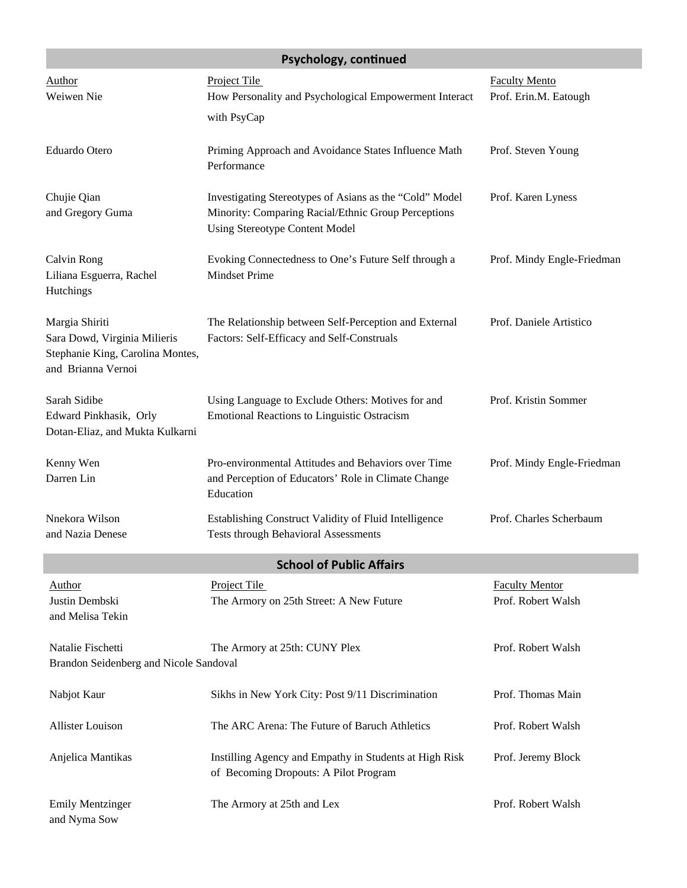## Psychology, continued

| Author | Project Tile | Faculty Mento |
|---|---|---|
| Weiwen Nie | How Personality and Psychological Empowerment Interact with PsyCap | Prof. Erin.M. Eatough |
| Eduardo Otero | Priming Approach and Avoidance States Influence Math Performance | Prof. Steven Young |
| Chujie Qian and Gregory Guma | Investigating Stereotypes of Asians as the "Cold" Model Minority: Comparing Racial/Ethnic Group Perceptions Using Stereotype Content Model | Prof. Karen Lyness |
| Calvin Rong Liliana Esguerra, Rachel Hutchings | Evoking Connectedness to One's Future Self through a Mindset Prime | Prof. Mindy Engle-Friedman |
| Margia Shiriti Sara Dowd, Virginia Milieris Stephanie King, Carolina Montes, and Brianna Vernoi | The Relationship between Self-Perception and External Factors: Self-Efficacy and Self-Construals | Prof. Daniele Artistico |
| Sarah Sidibe Edward Pinkhasik, Orly Dotan-Eliaz, and Mukta Kulkarni | Using Language to Exclude Others: Motives for and Emotional Reactions to Linguistic Ostracism | Prof. Kristin Sommer |
| Kenny Wen Darren Lin | Pro-environmental Attitudes and Behaviors over Time and Perception of Educators' Role in Climate Change Education | Prof. Mindy Engle-Friedman |
| Nnekora Wilson and Nazia Denese | Establishing Construct Validity of Fluid Intelligence Tests through Behavioral Assessments | Prof. Charles Scherbaum |

## School of Public Affairs

| Author | Project Tile | Faculty Mentor |
|---|---|---|
| Justin Dembski and Melisa Tekin | The Armory on 25th Street: A New Future | Prof. Robert Walsh |
| Natalie Fischetti Brandon Seidenberg and Nicole Sandoval | The Armory at 25th: CUNY Plex | Prof. Robert Walsh |
| Nabjot Kaur | Sikhs in New York City: Post 9/11 Discrimination | Prof. Thomas Main |
| Allister Louison | The ARC Arena: The Future of Baruch Athletics | Prof. Robert Walsh |
| Anjelica Mantikas | Instilling Agency and Empathy in Students at High Risk of Becoming Dropouts: A Pilot Program | Prof. Jeremy Block |
| Emily Mentzinger and Nyma Sow | The Armory at 25th and Lex | Prof. Robert Walsh |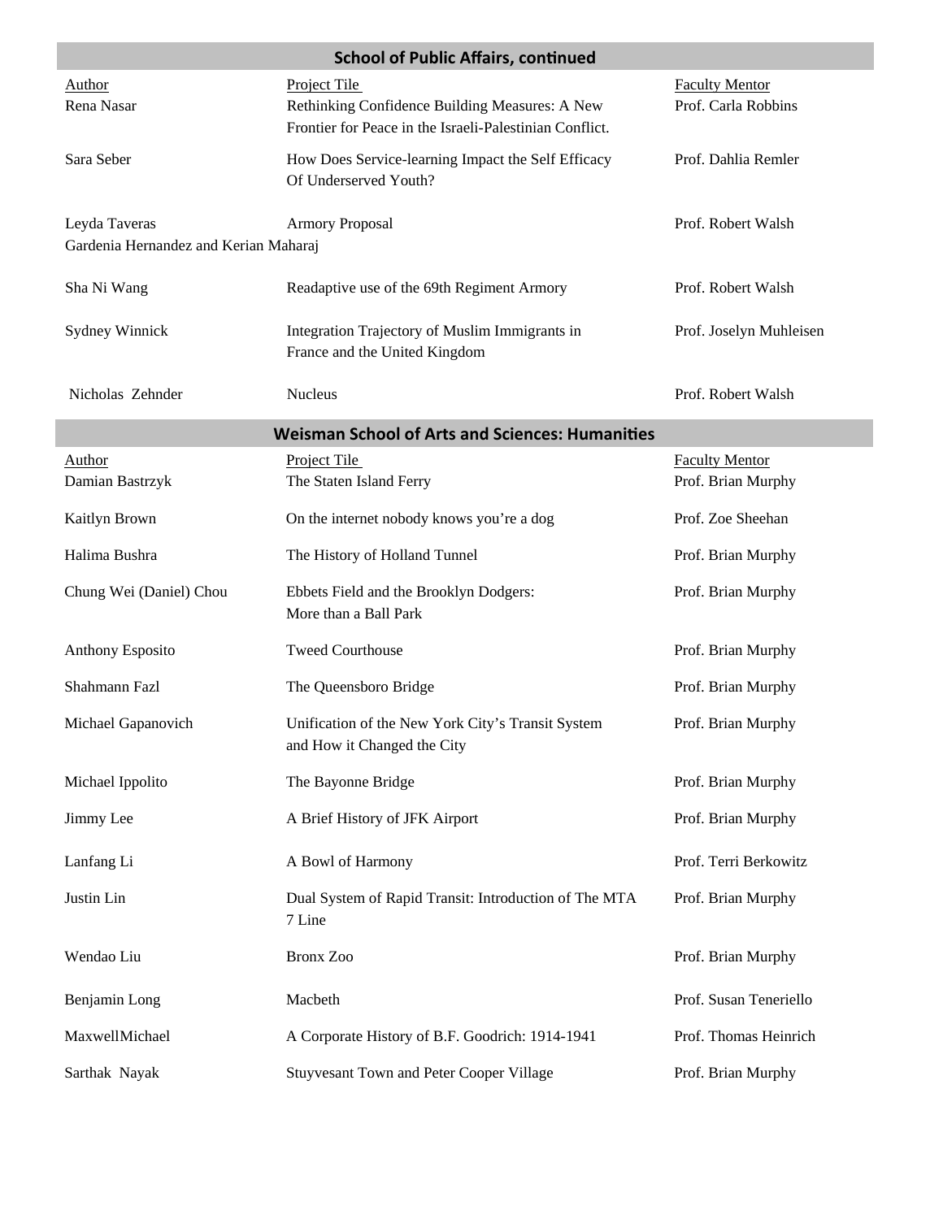## School of Public Affairs, continued

| Author | Project Tile | Faculty Mentor |
|---|---|---|
| Rena Nasar | Rethinking Confidence Building Measures: A New Frontier for Peace in the Israeli-Palestinian Conflict. | Prof. Carla Robbins |
| Sara Seber | How Does Service-learning Impact the Self Efficacy Of Underserved Youth? | Prof. Dahlia Remler |
| Leyda Taveras Gardenia Hernandez and Kerian Maharaj | Armory Proposal | Prof. Robert Walsh |
| Sha Ni Wang | Readaptive use of the 69th Regiment Armory | Prof. Robert Walsh |
| Sydney Winnick | Integration Trajectory of Muslim Immigrants in France and the United Kingdom | Prof. Joselyn Muhleisen |
| Nicholas Zehnder | Nucleus | Prof. Robert Walsh |

## Weisman School of Arts and Sciences: Humanities

| Author | Project Tile | Faculty Mentor |
|---|---|---|
| Damian Bastrzyk | The Staten Island Ferry | Prof. Brian Murphy |
| Kaitlyn Brown | On the internet nobody knows you're a dog | Prof. Zoe Sheehan |
| Halima Bushra | The History of Holland Tunnel | Prof. Brian Murphy |
| Chung Wei (Daniel) Chou | Ebbets Field and the Brooklyn Dodgers: More than a Ball Park | Prof. Brian Murphy |
| Anthony Esposito | Tweed Courthouse | Prof. Brian Murphy |
| Shahmann Fazl | The Queensboro Bridge | Prof. Brian Murphy |
| Michael Gapanovich | Unification of the New York City's Transit System and How it Changed the City | Prof. Brian Murphy |
| Michael Ippolito | The Bayonne Bridge | Prof. Brian Murphy |
| Jimmy Lee | A Brief History of JFK Airport | Prof. Brian Murphy |
| Lanfang Li | A Bowl of Harmony | Prof. Terri Berkowitz |
| Justin Lin | Dual System of Rapid Transit: Introduction of The MTA 7 Line | Prof. Brian Murphy |
| Wendao Liu | Bronx Zoo | Prof. Brian Murphy |
| Benjamin Long | Macbeth | Prof. Susan Teneriello |
| MaxwellMichael | A Corporate History of B.F. Goodrich: 1914-1941 | Prof. Thomas Heinrich |
| Sarthak Nayak | Stuyvesant Town and Peter Cooper Village | Prof. Brian Murphy |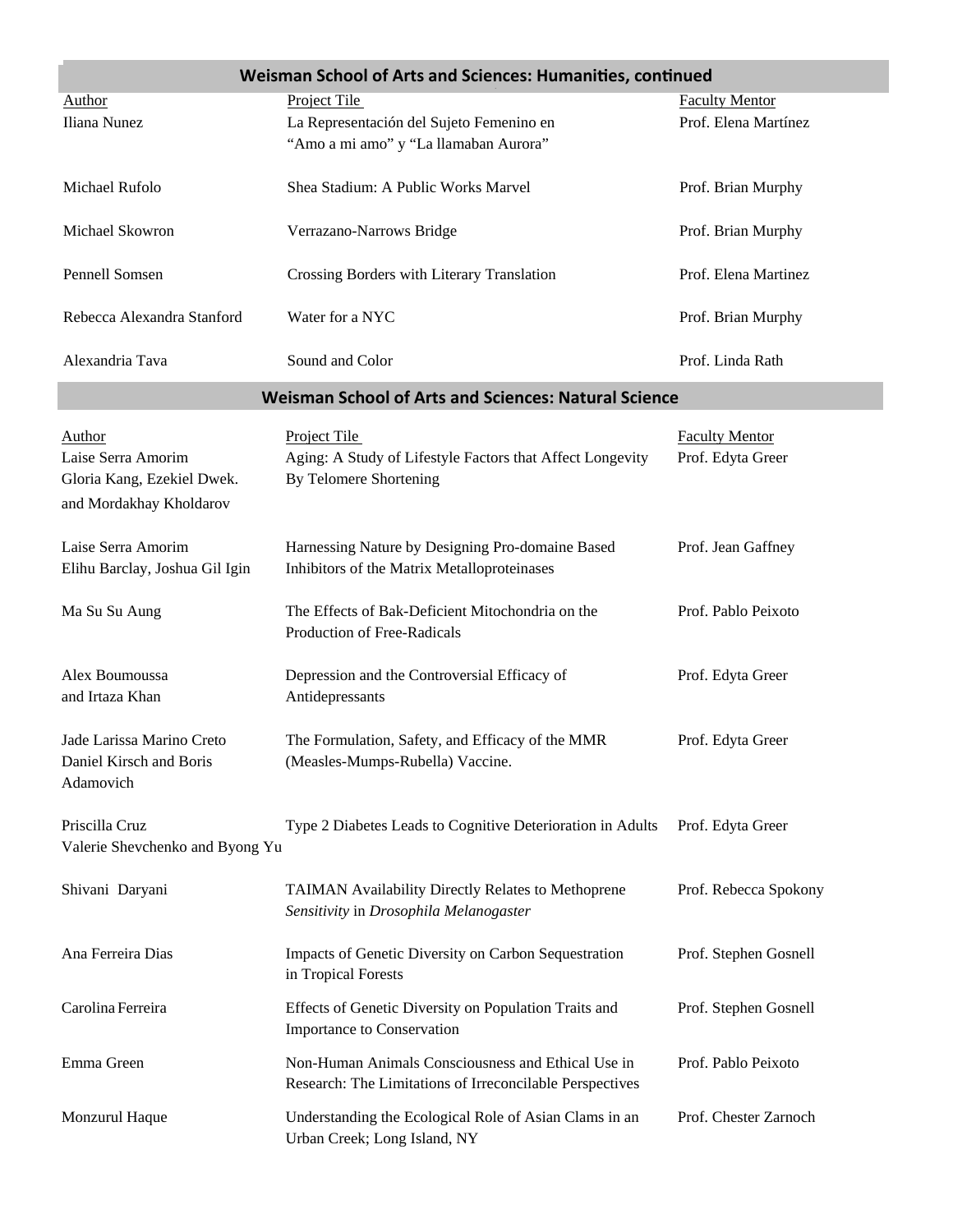## Weisman School of Arts and Sciences: Humanities, continued

| Author | Project Tile | Faculty Mentor |
|---|---|---|
| Iliana Nunez | La Representación del Sujeto Femenino en "Amo a mi amo" y "La llamaban Aurora" | Prof. Elena Martínez |
| Michael Rufolo | Shea Stadium: A Public Works Marvel | Prof. Brian Murphy |
| Michael Skowron | Verrazano-Narrows Bridge | Prof. Brian Murphy |
| Pennell Somsen | Crossing Borders with Literary Translation | Prof. Elena Martinez |
| Rebecca Alexandra Stanford | Water for a NYC | Prof. Brian Murphy |
| Alexandria Tava | Sound and Color | Prof. Linda Rath |

## Weisman School of Arts and Sciences: Natural Science

| Author | Project Tile | Faculty Mentor |
|---|---|---|
| Laise Serra Amorim Gloria Kang, Ezekiel Dwek. and Mordakhay Kholdarov | Aging: A Study of Lifestyle Factors that Affect Longevity By Telomere Shortening | Prof. Edyta Greer |
| Laise Serra Amorim Elihu Barclay, Joshua Gil Igin | Harnessing Nature by Designing Pro-domaine Based Inhibitors of the Matrix Metalloproteinases | Prof. Jean Gaffney |
| Ma Su Su Aung | The Effects of Bak-Deficient Mitochondria on the Production of Free-Radicals | Prof. Pablo Peixoto |
| Alex Boumoussa and Irtaza Khan | Depression and the Controversial Efficacy of Antidepressants | Prof. Edyta Greer |
| Jade Larissa Marino Creto Daniel Kirsch and Boris Adamovich | The Formulation, Safety, and Efficacy of the MMR (Measles-Mumps-Rubella) Vaccine. | Prof. Edyta Greer |
| Priscilla Cruz Valerie Shevchenko and Byong Yu | Type 2 Diabetes Leads to Cognitive Deterioration in Adults | Prof. Edyta Greer |
| Shivani Daryani | TAIMAN Availability Directly Relates to Methoprene *Sensitivity* in *Drosophila Melanogaster* | Prof. Rebecca Spokony |
| Ana Ferreira Dias | Impacts of Genetic Diversity on Carbon Sequestration in Tropical Forests | Prof. Stephen Gosnell |
| Carolina Ferreira | Effects of Genetic Diversity on Population Traits and Importance to Conservation | Prof. Stephen Gosnell |
| Emma Green | Non-Human Animals Consciousness and Ethical Use in Research: The Limitations of Irreconcilable Perspectives | Prof. Pablo Peixoto |
| Monzurul Haque | Understanding the Ecological Role of Asian Clams in an Urban Creek; Long Island, NY | Prof. Chester Zarnoch |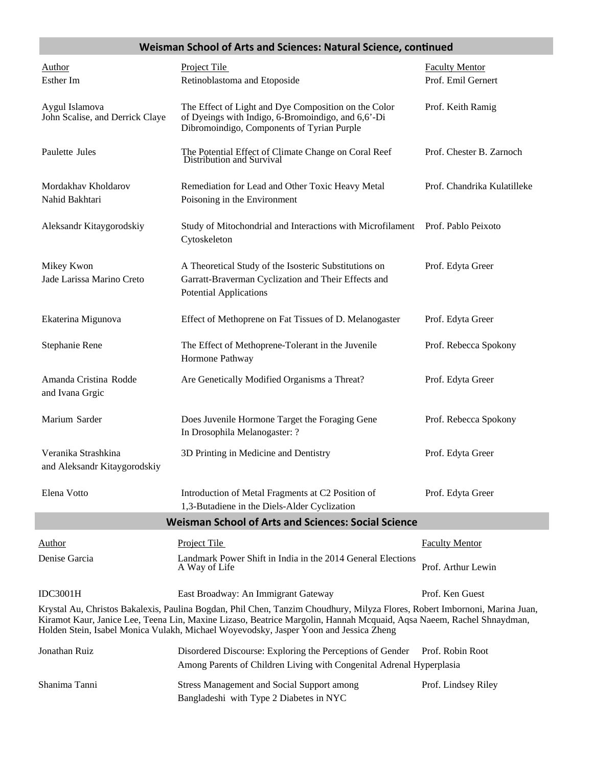## Weisman School of Arts and Sciences: Natural Science, continued

| Author | Project Tile | Faculty Mentor |
|---|---|---|
| Esther Im | Retinoblastoma and Etoposide | Prof. Emil Gernert |
| Aygul Islamova<br>John Scalise, and Derrick Claye | The Effect of Light and Dye Composition on the Color of Dyeings with Indigo, 6-Bromoindigo, and 6,6'-Di Dibromoindigo, Components of Tyrian Purple | Prof. Keith Ramig |
| Paulette Jules | The Potential Effect of Climate Change on Coral Reef Distribution and Survival | Prof. Chester B. Zarnoch |
| Mordakhav Kholdarov<br>Nahid Bakhtari | Remediation for Lead and Other Toxic Heavy Metal Poisoning in the Environment | Prof. Chandrika Kulatilleke |
| Aleksandr Kitaygorodskiy | Study of Mitochondrial and Interactions with Microfilament Cytoskeleton | Prof. Pablo Peixoto |
| Mikey Kwon<br>Jade Larissa Marino Creto | A Theoretical Study of the Isosteric Substitutions on Garratt-Braverman Cyclization and Their Effects and Potential Applications | Prof. Edyta Greer |
| Ekaterina Migunova | Effect of Methoprene on Fat Tissues of D. Melanogaster | Prof. Edyta Greer |
| Stephanie Rene | The Effect of Methoprene-Tolerant in the Juvenile Hormone Pathway | Prof. Rebecca Spokony |
| Amanda Cristina Rodde and Ivana Grgic | Are Genetically Modified Organisms a Threat? | Prof. Edyta Greer |
| Marium Sarder | Does Juvenile Hormone Target the Foraging Gene In Drosophila Melanogaster: ? | Prof. Rebecca Spokony |
| Veranika Strashkina and Aleksandr Kitaygorodskiy | 3D Printing in Medicine and Dentistry | Prof. Edyta Greer |
| Elena Votto | Introduction of Metal Fragments at C2 Position of 1,3-Butadiene in the Diels-Alder Cyclization | Prof. Edyta Greer |

## Weisman School of Arts and Sciences: Social Science

| Author | Project Tile | Faculty Mentor |
|---|---|---|
| Denise Garcia | Landmark Power Shift in India in the 2014 General Elections A Way of Life | Prof. Arthur Lewin |
| IDC3001H | East Broadway: An Immigrant Gateway | Prof. Ken Guest |

Krystal Au, Christos Bakalexis, Paulina Bogdan, Phil Chen, Tanzim Choudhury, Milyza Flores, Robert Imbornoni, Marina Juan, Kiramot Kaur, Janice Lee, Teena Lin, Maxine Lizaso, Beatrice Margolin, Hannah Mcquaid, Aqsa Naeem, Rachel Shnaydman, Holden Stein, Isabel Monica Vulakh, Michael Woyevodsky, Jasper Yoon and Jessica Zheng

| Author | Project Tile | Faculty Mentor |
|---|---|---|
| Jonathan Ruiz | Disordered Discourse: Exploring the Perceptions of Gender Among Parents of Children Living with Congenital Adrenal Hyperplasia | Prof. Robin Root |
| Shanima Tanni | Stress Management and Social Support among Bangladeshi with Type 2 Diabetes in NYC | Prof. Lindsey Riley |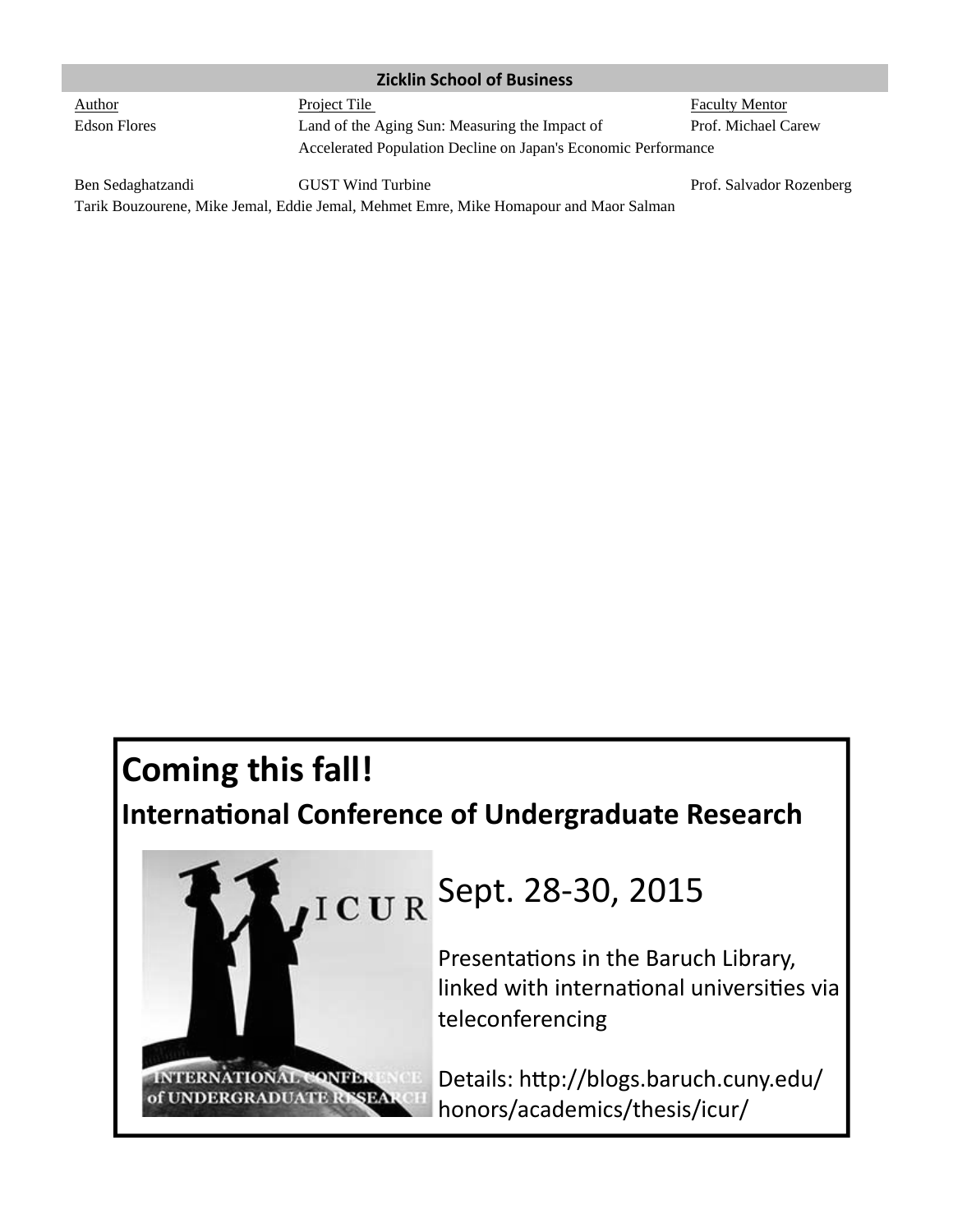## Zicklin School of Business

| Author | Project Tile | Faculty Mentor |
|---|---|---|
| Edson Flores | Land of the Aging Sun: Measuring the Impact of Accelerated Population Decline on Japan's Economic Performance | Prof. Michael Carew |
| Ben Sedaghatzandi | GUST Wind Turbine | Prof. Salvador Rozenberg |

Tarik Bouzourene, Mike Jemal, Eddie Jemal, Mehmet Emre, Mike Homapour and Maor Salman

# Coming this fall!

## International Conference of Undergraduate Research

Sept. 28-30, 2015

Presentations in the Baruch Library, linked with international universities via teleconferencing

Details: http://blogs.baruch.cuny.edu/honors/academics/thesis/icur/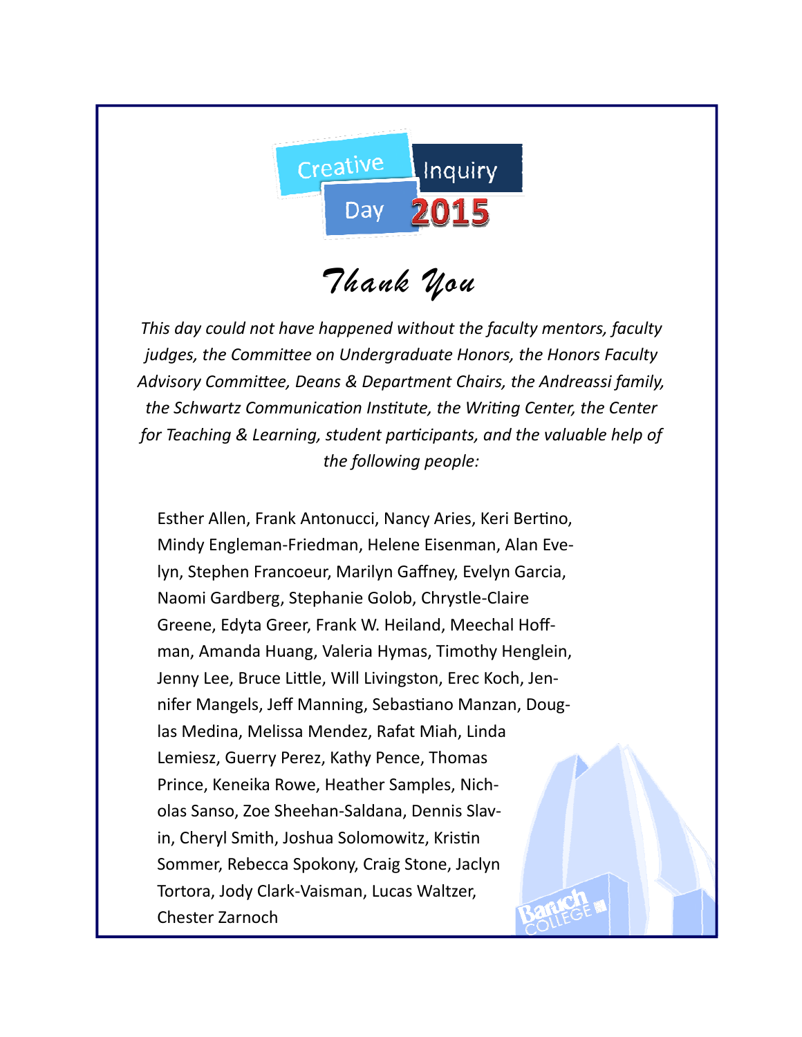Creative Inquiry Day 2015

# *Thank You*

*This day could not have happened without the faculty mentors, faculty judges, the Committee on Undergraduate Honors, the Honors Faculty Advisory Committee, Deans & Department Chairs, the Andreassi family, the Schwartz Communication Institute, the Writing Center, the Center for Teaching & Learning, student participants, and the valuable help of the following people:*

Esther Allen, Frank Antonucci, Nancy Aries, Keri Bertino, Mindy Engleman-Friedman, Helene Eisenman, Alan Evelyn, Stephen Francoeur, Marilyn Gaffney, Evelyn Garcia, Naomi Gardberg, Stephanie Golob, Chrystle-Claire Greene, Edyta Greer, Frank W. Heiland, Meechal Hoffman, Amanda Huang, Valeria Hymas, Timothy Henglein, Jenny Lee, Bruce Little, Will Livingston, Erec Koch, Jennifer Mangels, Jeff Manning, Sebastiano Manzan, Douglas Medina, Melissa Mendez, Rafat Miah, Linda Lemiesz, Guerry Perez, Kathy Pence, Thomas Prince, Keneika Rowe, Heather Samples, Nicholas Sanso, Zoe Sheehan-Saldana, Dennis Slavin, Cheryl Smith, Joshua Solomowitz, Kristin Sommer, Rebecca Spokony, Craig Stone, Jaclyn Tortora, Jody Clark-Vaisman, Lucas Waltzer, Chester Zarnoch